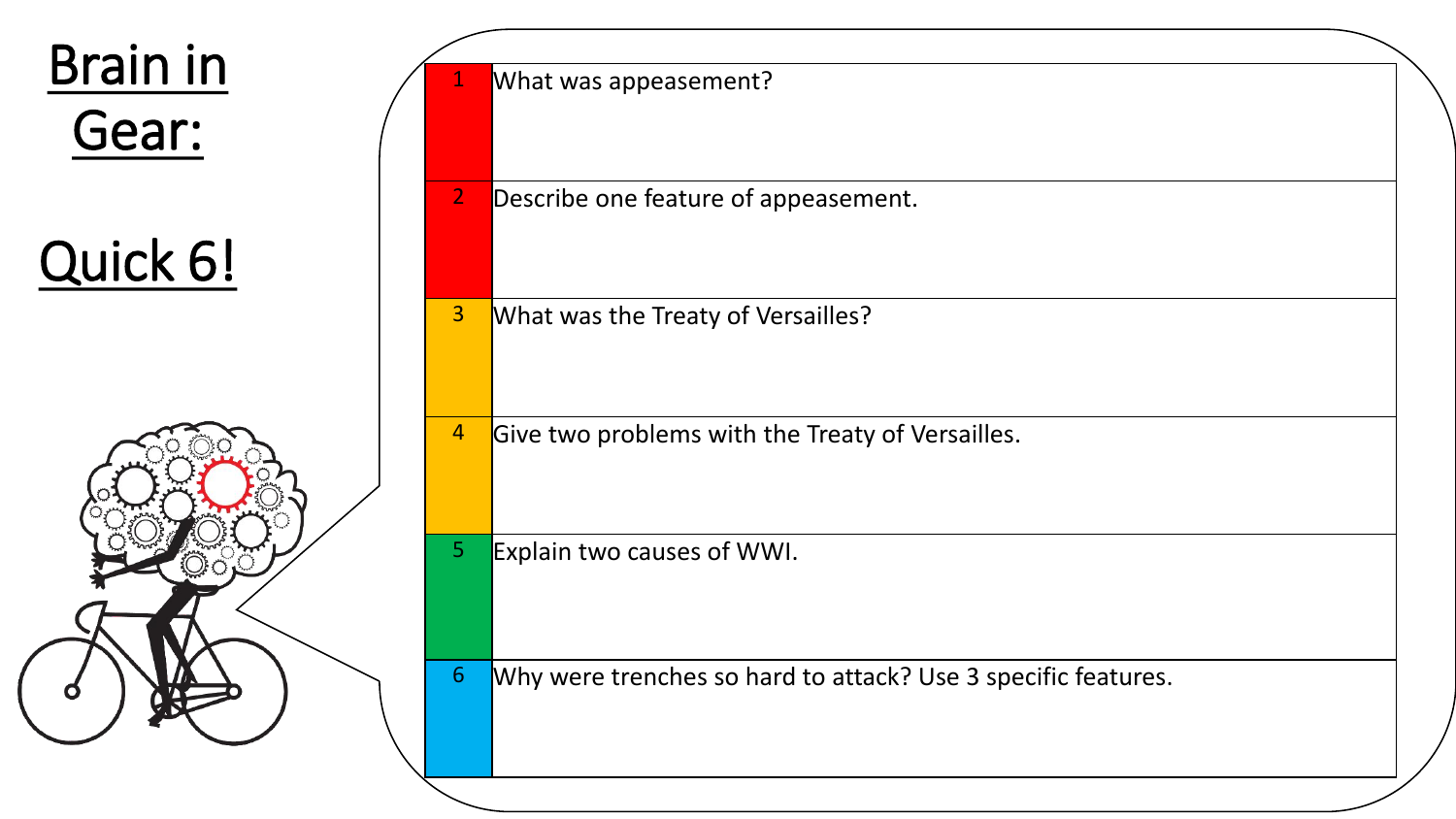# Brain in Gear:

# Quick 6!

| | |
|---|---|
| 1 | What was appeasement? |
| 2 | Describe one feature of appeasement. |
| 3 | What was the Treaty of Versailles? |
| 4 | Give two problems with the Treaty of Versailles. |
| 5 | Explain two causes of WWI. |
| 6 | Why were trenches so hard to attack? Use 3 specific features. |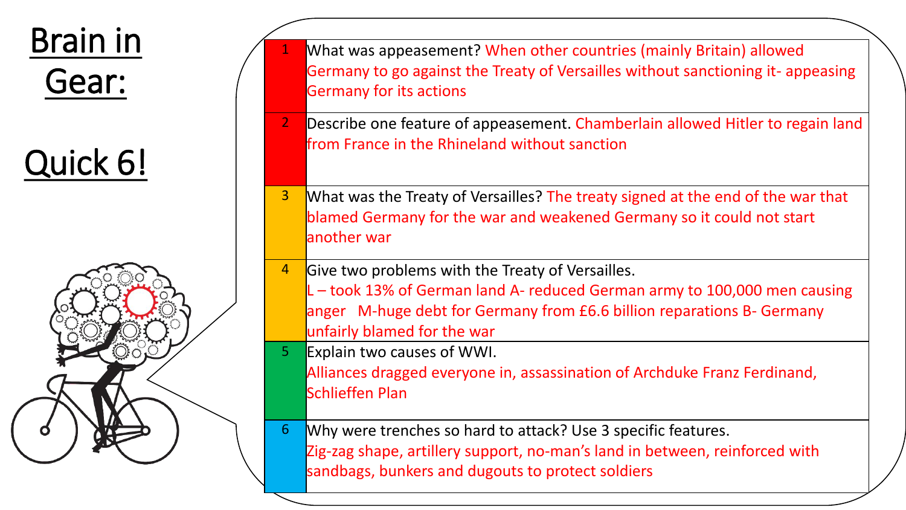# Brain in Gear:

# Quick 6!

| | |
|---|---|
| 1 | What was appeasement? When other countries (mainly Britain) allowed Germany to go against the Treaty of Versailles without sanctioning it- appeasing Germany for its actions |
| 2 | Describe one feature of appeasement. Chamberlain allowed Hitler to regain land from France in the Rhineland without sanction |
| 3 | What was the Treaty of Versailles? The treaty signed at the end of the war that blamed Germany for the war and weakened Germany so it could not start another war |
| 4 | Give two problems with the Treaty of Versailles. L – took 13% of German land A- reduced German army to 100,000 men causing anger M-huge debt for Germany from £6.6 billion reparations B- Germany unfairly blamed for the war |
| 5 | Explain two causes of WWI. Alliances dragged everyone in, assassination of Archduke Franz Ferdinand, Schlieffen Plan |
| 6 | Why were trenches so hard to attack? Use 3 specific features. Zig-zag shape, artillery support, no-man's land in between, reinforced with sandbags, bunkers and dugouts to protect soldiers |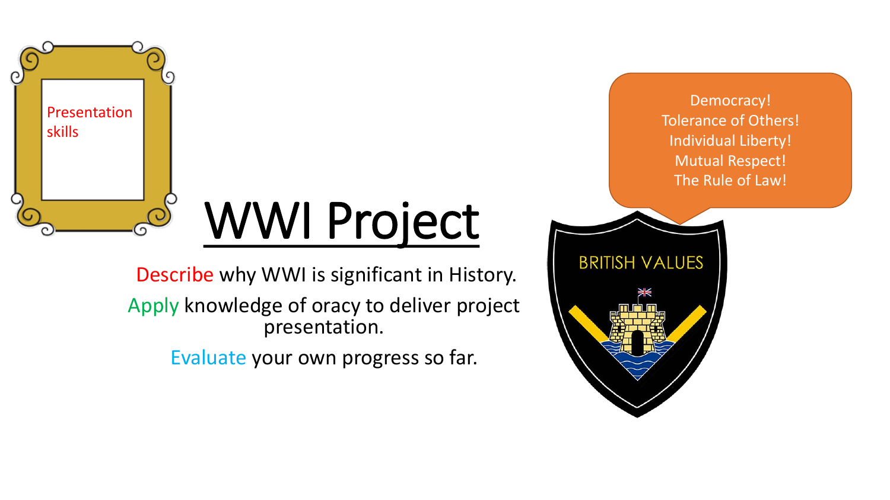Presentation skills

# WWI Project

Describe why WWI is significant in History.

Apply knowledge of oracy to deliver project presentation.

Evaluate your own progress so far.

Democracy!
Tolerance of Others!
Individual Liberty!
Mutual Respect!
The Rule of Law!

BRITISH VALUES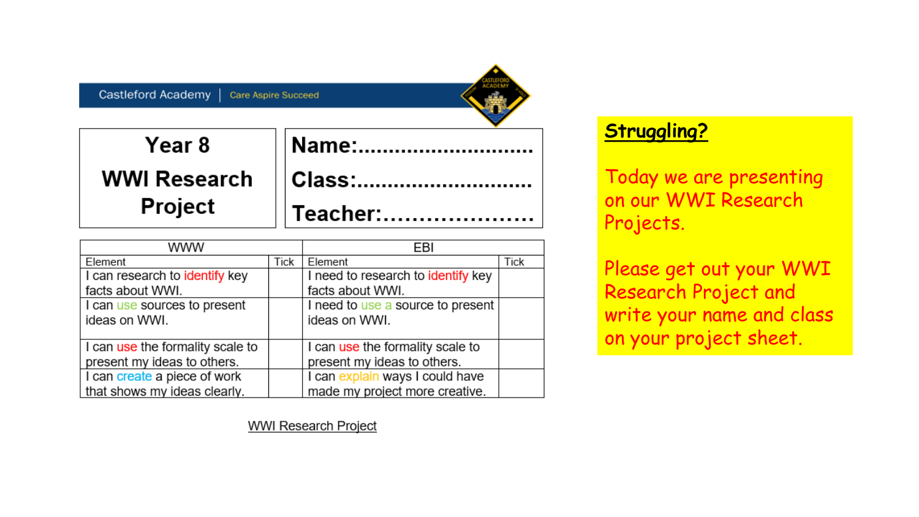Castleford Academy | Care Aspire Succeed

| Year 8 WWI Research Project | Name:............................ Class:............................ Teacher:.................... |
|---|---|

| WWW | | EBI | |
|---|---|---|---|
| Element | Tick | Element | Tick |
| I can research to identify key facts about WWI. | | I need to research to identify key facts about WWI. | |
| I can use sources to present ideas on WWI. | | I need to use a source to present ideas on WWI. | |
| I can use the formality scale to present my ideas to others. | | I can use the formality scale to present my ideas to others. | |
| I can create a piece of work that shows my ideas clearly. | | I can explain ways I could have made my project more creative. | |

WWI Research Project

**Struggling?**

Today we are presenting on our WWI Research Projects.

Please get out your WWI Research Project and write your name and class on your project sheet.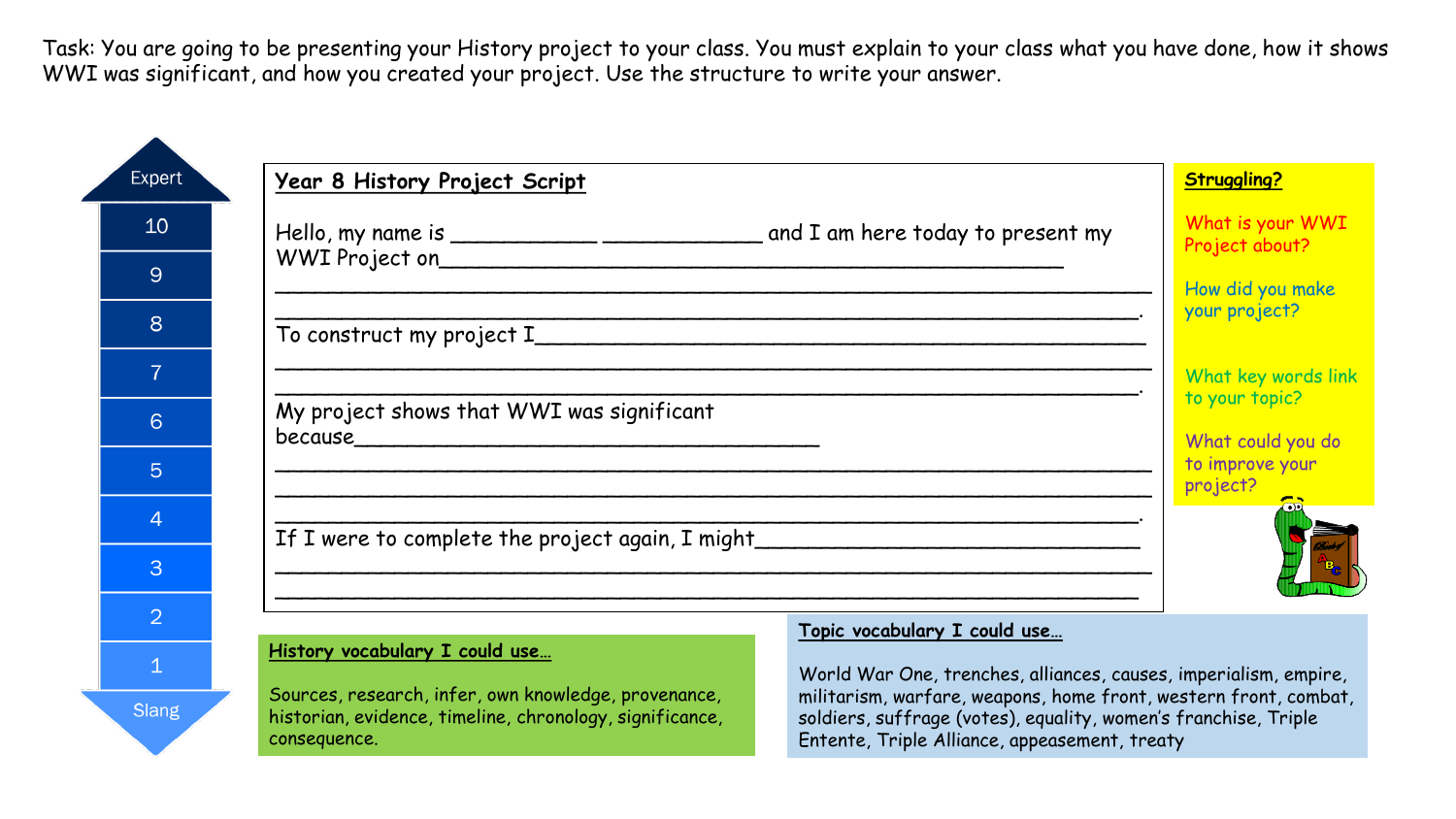Task: You are going to be presenting your History project to your class. You must explain to your class what you have done, how it shows WWI was significant, and how you created your project. Use the structure to write your answer.

Expert

10

9

8

7

6

5

4

3

2

1

Slang

**Year 8 History Project Script**

Hello, my name is ___________ ____________ and I am here today to present my WWI Project on_______________________________________________

_____________________________________________________________________

____________________________________________________________________.

To construct my project I____________________________________________

_____________________________________________________________________

____________________________________________________________________.

My project shows that WWI was significant because_____________________________________

_____________________________________________________________________

_____________________________________________________________________

____________________________________________________________________.

If I were to complete the project again, I might_____________________________

_____________________________________________________________________

_____________________________________________________________________

**Struggling?**

What is your WWI Project about?

How did you make your project?

What key words link to your topic?

What could you do to improve your project?

**History vocabulary I could use…**

Sources, research, infer, own knowledge, provenance, historian, evidence, timeline, chronology, significance, consequence.

**Topic vocabulary I could use…**

World War One, trenches, alliances, causes, imperialism, empire, militarism, warfare, weapons, home front, western front, combat, soldiers, suffrage (votes), equality, women's franchise, Triple Entente, Triple Alliance, appeasement, treaty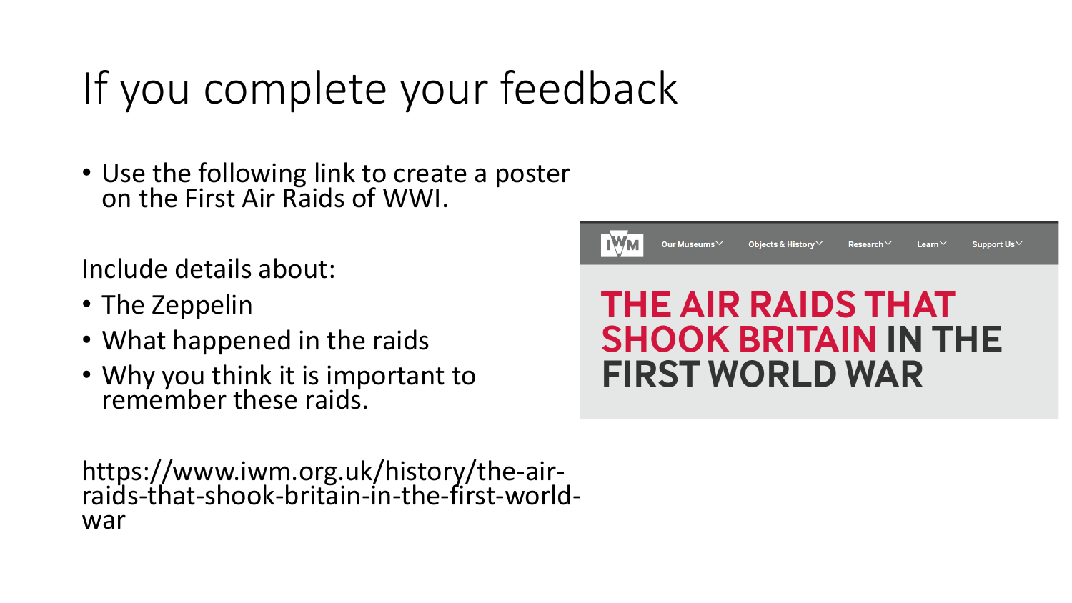# If you complete your feedback

- Use the following link to create a poster on the First Air Raids of WWI.

Include details about:

- The Zeppelin
- What happened in the raids
- Why you think it is important to remember these raids.

https://www.iwm.org.uk/history/the-air-raids-that-shook-britain-in-the-first-world-war

IWM Our Museums Objects & History Research Learn Support Us

**THE AIR RAIDS THAT SHOOK BRITAIN IN THE FIRST WORLD WAR**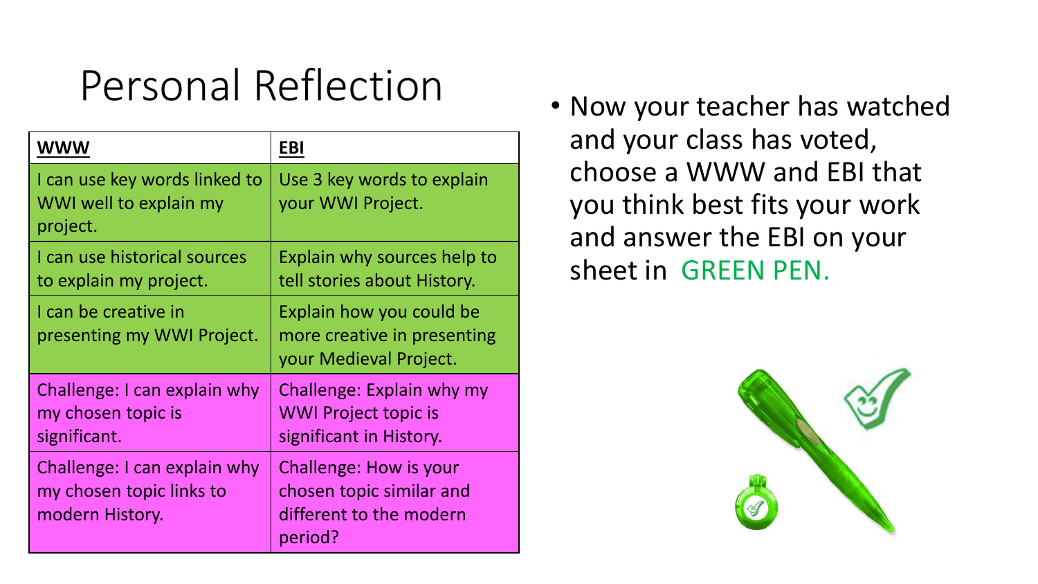# Personal Reflection

| **WWW** | **EBI** |
| --- | --- |
| I can use key words linked to WWI well to explain my project. | Use 3 key words to explain your WWI Project. |
| I can use historical sources to explain my project. | Explain why sources help to tell stories about History. |
| I can be creative in presenting my WWI Project. | Explain how you could be more creative in presenting your Medieval Project. |
| Challenge: I can explain why my chosen topic is significant. | Challenge: Explain why my WWI Project topic is significant in History. |
| Challenge: I can explain why my chosen topic links to modern History. | Challenge: How is your chosen topic similar and different to the modern period? |

- Now your teacher has watched and your class has voted, choose a WWW and EBI that you think best fits your work and answer the EBI on your sheet in GREEN PEN.